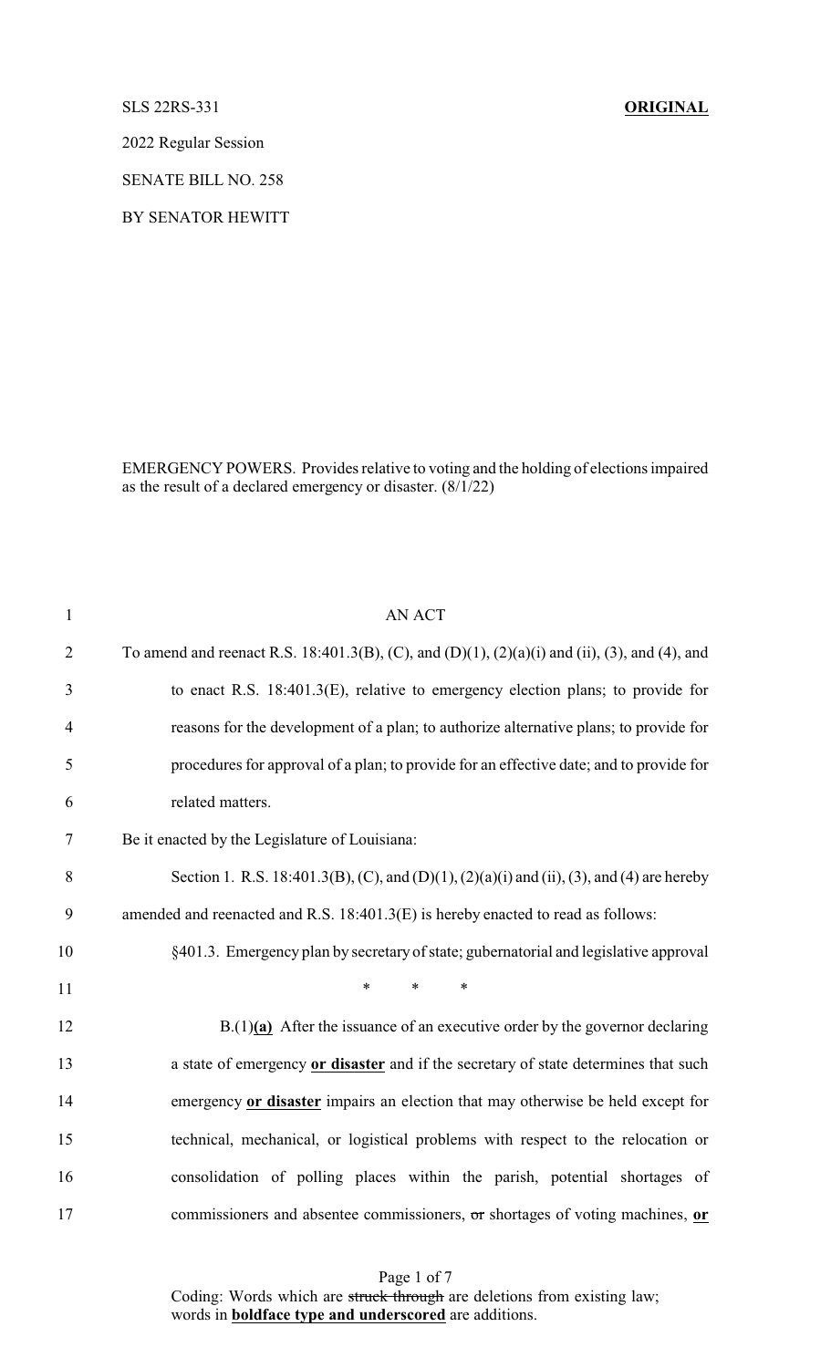SLS 22RS-331 **ORIGINAL**

2022 Regular Session

SENATE BILL NO. 258

BY SENATOR HEWITT

EMERGENCY POWERS. Provides relative to voting and the holding of elections impaired as the result of a declared emergency or disaster. (8/1/22)

AN ACT

To amend and reenact R.S. 18:401.3(B), (C), and (D)(1), (2)(a)(i) and (ii), (3), and (4), and to enact R.S. 18:401.3(E), relative to emergency election plans; to provide for reasons for the development of a plan; to authorize alternative plans; to provide for procedures for approval of a plan; to provide for an effective date; and to provide for related matters.

Be it enacted by the Legislature of Louisiana:

Section 1. R.S. 18:401.3(B), (C), and (D)(1), (2)(a)(i) and (ii), (3), and (4) are hereby amended and reenacted and R.S. 18:401.3(E) is hereby enacted to read as follows:

§401.3. Emergency plan by secretary of state; gubernatorial and legislative approval

\* \* \*

B.(1)**(a)** After the issuance of an executive order by the governor declaring a state of emergency **or disaster** and if the secretary of state determines that such emergency **or disaster** impairs an election that may otherwise be held except for technical, mechanical, or logistical problems with respect to the relocation or consolidation of polling places within the parish, potential shortages of commissioners and absentee commissioners, ~~or~~ shortages of voting machines, **or**

Coding: Words which are ~~struck through~~ are deletions from existing law; words in **boldface type and underscored** are additions.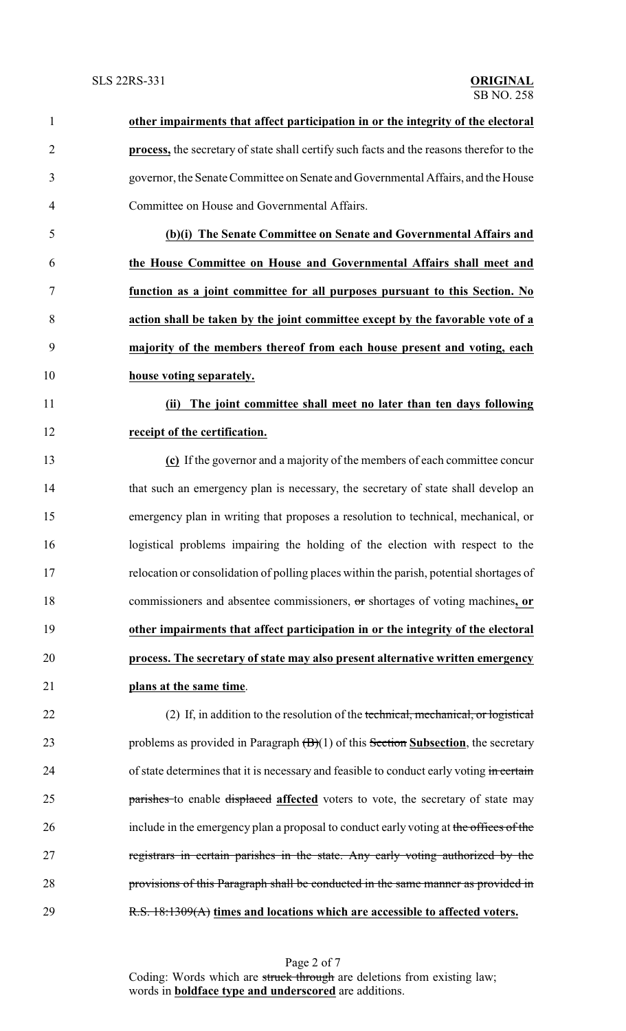**other impairments that affect participation in or the integrity of the electoral process,** the secretary of state shall certify such facts and the reasons therefor to the governor, the Senate Committee on Senate and Governmental Affairs, and the House Committee on House and Governmental Affairs.

**(b)(i) The Senate Committee on Senate and Governmental Affairs and the House Committee on House and Governmental Affairs shall meet and function as a joint committee for all purposes pursuant to this Section. No action shall be taken by the joint committee except by the favorable vote of a majority of the members thereof from each house present and voting, each house voting separately.**

**(ii) The joint committee shall meet no later than ten days following receipt of the certification.**

**(c)** If the governor and a majority of the members of each committee concur that such an emergency plan is necessary, the secretary of state shall develop an emergency plan in writing that proposes a resolution to technical, mechanical, or logistical problems impairing the holding of the election with respect to the relocation or consolidation of polling places within the parish, potential shortages of commissioners and absentee commissioners, ~~or~~ shortages of voting machines**, or other impairments that affect participation in or the integrity of the electoral process. The secretary of state may also present alternative written emergency plans at the same time**.

(2) If, in addition to the resolution of the ~~technical, mechanical, or logistical~~ problems as provided in Paragraph ~~(B)~~(1) of this ~~Section~~ **Subsection**, the secretary of state determines that it is necessary and feasible to conduct early voting ~~in certain parishes~~ to enable ~~displaced~~ **affected** voters to vote, the secretary of state may include in the emergency plan a proposal to conduct early voting at ~~the offices of the registrars in certain parishes in the state. Any early voting authorized by the provisions of this Paragraph shall be conducted in the same manner as provided in R.S. 18:1309(A)~~ **times and locations which are accessible to affected voters.**

Coding: Words which are ~~struck through~~ are deletions from existing law; words in **boldface type and underscored** are additions.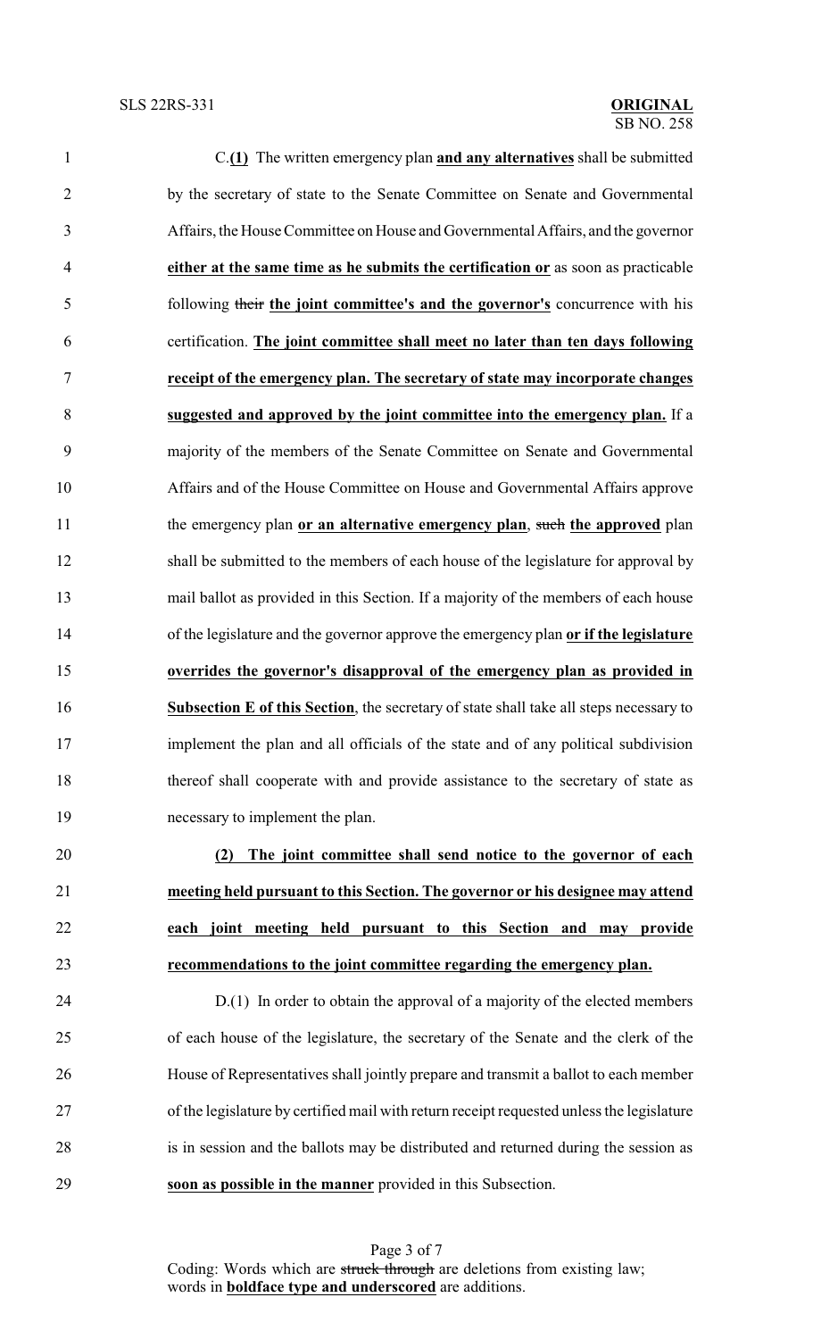C.**(1)** The written emergency plan **and any alternatives** shall be submitted by the secretary of state to the Senate Committee on Senate and Governmental Affairs, the House Committee on House and Governmental Affairs, and the governor **either at the same time as he submits the certification or** as soon as practicable following ~~their~~ **the joint committee's and the governor's** concurrence with his certification. **The joint committee shall meet no later than ten days following receipt of the emergency plan. The secretary of state may incorporate changes suggested and approved by the joint committee into the emergency plan.** If a majority of the members of the Senate Committee on Senate and Governmental Affairs and of the House Committee on House and Governmental Affairs approve the emergency plan **or an alternative emergency plan**, ~~such~~ **the approved** plan shall be submitted to the members of each house of the legislature for approval by mail ballot as provided in this Section. If a majority of the members of each house of the legislature and the governor approve the emergency plan **or if the legislature overrides the governor's disapproval of the emergency plan as provided in Subsection E of this Section**, the secretary of state shall take all steps necessary to implement the plan and all officials of the state and of any political subdivision thereof shall cooperate with and provide assistance to the secretary of state as necessary to implement the plan.

**(2) The joint committee shall send notice to the governor of each meeting held pursuant to this Section. The governor or his designee may attend each joint meeting held pursuant to this Section and may provide recommendations to the joint committee regarding the emergency plan.**

D.(1) In order to obtain the approval of a majority of the elected members of each house of the legislature, the secretary of the Senate and the clerk of the House of Representatives shall jointly prepare and transmit a ballot to each member of the legislature by certified mail with return receipt requested unless the legislature is in session and the ballots may be distributed and returned during the session as **soon as possible in the manner** provided in this Subsection.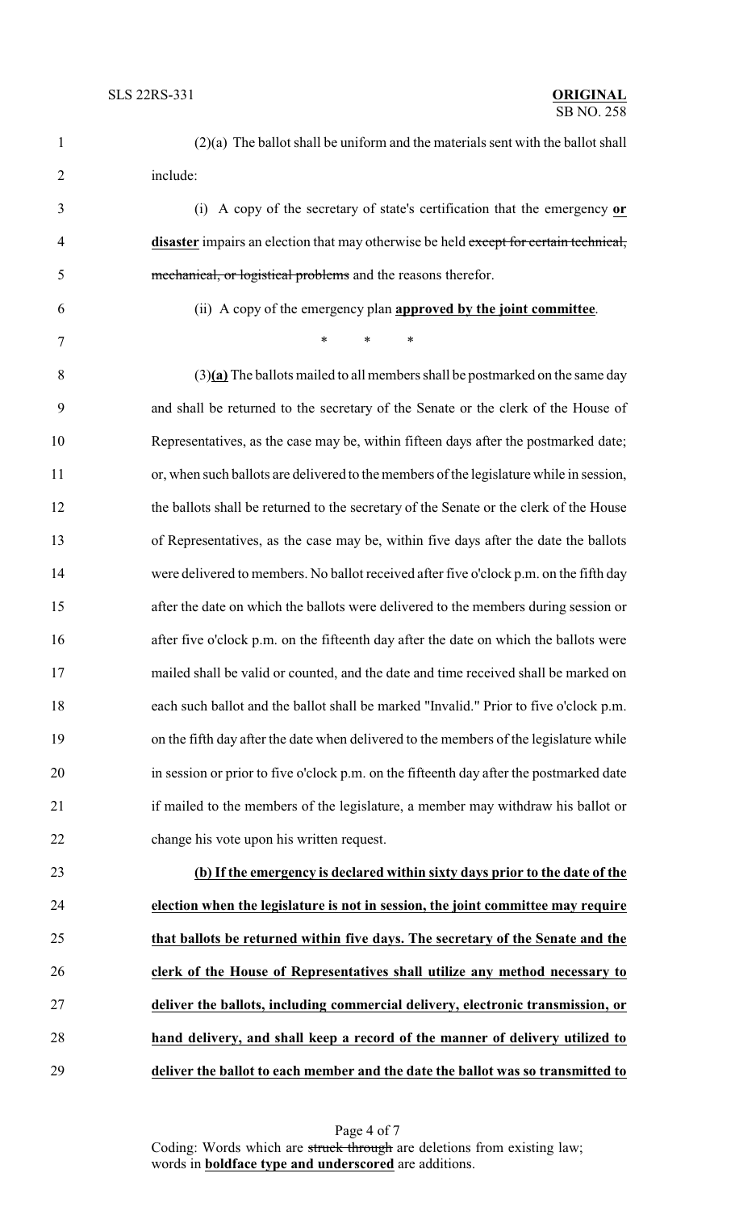(2)(a) The ballot shall be uniform and the materials sent with the ballot shall include:

(i) A copy of the secretary of state's certification that the emergency **or disaster** impairs an election that may otherwise be held ~~except for certain technical, mechanical, or logistical problems~~ and the reasons therefor.

(ii) A copy of the emergency plan **approved by the joint committee**.

\* \* \*

(3)**(a)** The ballots mailed to all members shall be postmarked on the same day and shall be returned to the secretary of the Senate or the clerk of the House of Representatives, as the case may be, within fifteen days after the postmarked date; or, when such ballots are delivered to the members of the legislature while in session, the ballots shall be returned to the secretary of the Senate or the clerk of the House of Representatives, as the case may be, within five days after the date the ballots were delivered to members. No ballot received after five o'clock p.m. on the fifth day after the date on which the ballots were delivered to the members during session or after five o'clock p.m. on the fifteenth day after the date on which the ballots were mailed shall be valid or counted, and the date and time received shall be marked on each such ballot and the ballot shall be marked "Invalid." Prior to five o'clock p.m. on the fifth day after the date when delivered to the members of the legislature while in session or prior to five o'clock p.m. on the fifteenth day after the postmarked date if mailed to the members of the legislature, a member may withdraw his ballot or change his vote upon his written request.

**(b) If the emergency is declared within sixty days prior to the date of the election when the legislature is not in session, the joint committee may require that ballots be returned within five days. The secretary of the Senate and the clerk of the House of Representatives shall utilize any method necessary to deliver the ballots, including commercial delivery, electronic transmission, or hand delivery, and shall keep a record of the manner of delivery utilized to deliver the ballot to each member and the date the ballot was so transmitted to**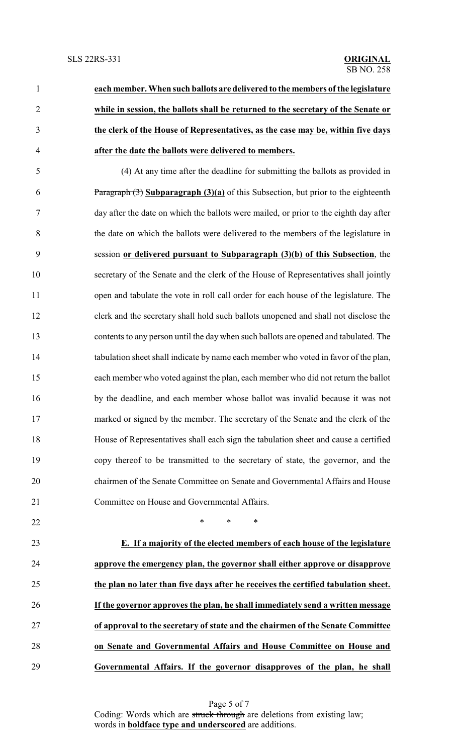**each member. When such ballots are delivered to the members of the legislature while in session, the ballots shall be returned to the secretary of the Senate or the clerk of the House of Representatives, as the case may be, within five days after the date the ballots were delivered to members.**

(4) At any time after the deadline for submitting the ballots as provided in ~~Paragraph (3)~~ **Subparagraph (3)(a)** of this Subsection, but prior to the eighteenth day after the date on which the ballots were mailed, or prior to the eighth day after the date on which the ballots were delivered to the members of the legislature in session **or delivered pursuant to Subparagraph (3)(b) of this Subsection**, the secretary of the Senate and the clerk of the House of Representatives shall jointly open and tabulate the vote in roll call order for each house of the legislature. The clerk and the secretary shall hold such ballots unopened and shall not disclose the contents to any person until the day when such ballots are opened and tabulated. The tabulation sheet shall indicate by name each member who voted in favor of the plan, each member who voted against the plan, each member who did not return the ballot by the deadline, and each member whose ballot was invalid because it was not marked or signed by the member. The secretary of the Senate and the clerk of the House of Representatives shall each sign the tabulation sheet and cause a certified copy thereof to be transmitted to the secretary of state, the governor, and the chairmen of the Senate Committee on Senate and Governmental Affairs and House Committee on House and Governmental Affairs.

\* \* \*

**E. If a majority of the elected members of each house of the legislature approve the emergency plan, the governor shall either approve or disapprove the plan no later than five days after he receives the certified tabulation sheet. If the governor approves the plan, he shall immediately send a written message of approval to the secretary of state and the chairmen of the Senate Committee on Senate and Governmental Affairs and House Committee on House and Governmental Affairs. If the governor disapproves of the plan, he shall**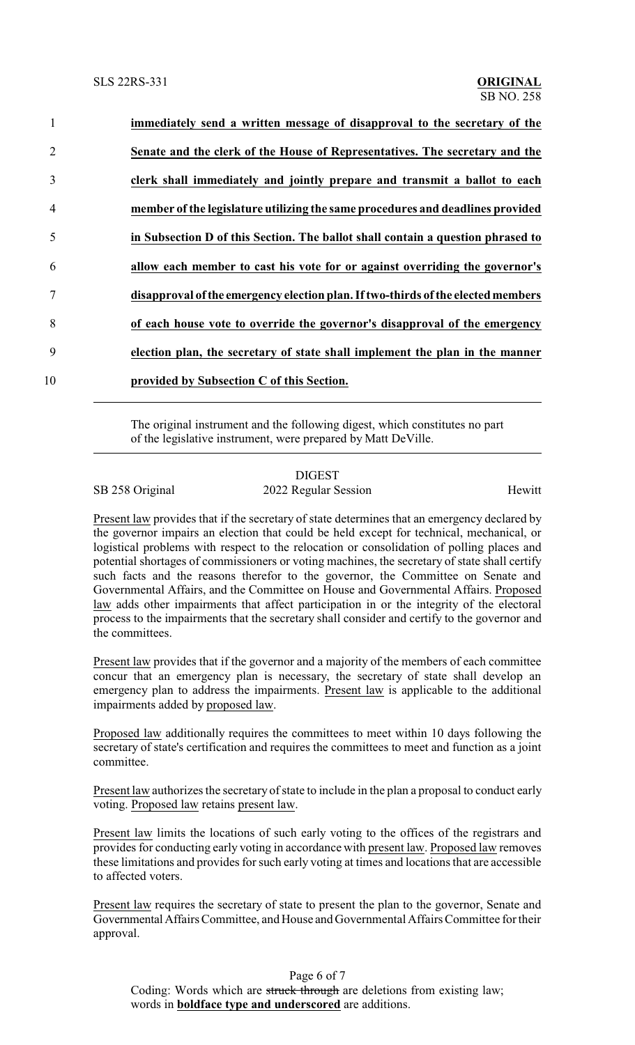**immediately send a written message of disapproval to the secretary of the Senate and the clerk of the House of Representatives. The secretary and the clerk shall immediately and jointly prepare and transmit a ballot to each member of the legislature utilizing the same procedures and deadlines provided in Subsection D of this Section. The ballot shall contain a question phrased to allow each member to cast his vote for or against overriding the governor's disapproval of the emergency election plan. If two-thirds of the elected members of each house vote to override the governor's disapproval of the emergency election plan, the secretary of state shall implement the plan in the manner provided by Subsection C of this Section.**

---

The original instrument and the following digest, which constitutes no part of the legislative instrument, were prepared by Matt DeVille.

---

DIGEST

SB 258 Original — 2022 Regular Session — Hewitt

Present law provides that if the secretary of state determines that an emergency declared by the governor impairs an election that could be held except for technical, mechanical, or logistical problems with respect to the relocation or consolidation of polling places and potential shortages of commissioners or voting machines, the secretary of state shall certify such facts and the reasons therefor to the governor, the Committee on Senate and Governmental Affairs, and the Committee on House and Governmental Affairs. Proposed law adds other impairments that affect participation in or the integrity of the electoral process to the impairments that the secretary shall consider and certify to the governor and the committees.

Present law provides that if the governor and a majority of the members of each committee concur that an emergency plan is necessary, the secretary of state shall develop an emergency plan to address the impairments. Present law is applicable to the additional impairments added by proposed law.

Proposed law additionally requires the committees to meet within 10 days following the secretary of state's certification and requires the committees to meet and function as a joint committee.

Present law authorizes the secretary of state to include in the plan a proposal to conduct early voting. Proposed law retains present law.

Present law limits the locations of such early voting to the offices of the registrars and provides for conducting early voting in accordance with present law. Proposed law removes these limitations and provides for such early voting at times and locations that are accessible to affected voters.

Present law requires the secretary of state to present the plan to the governor, Senate and Governmental Affairs Committee, and House and Governmental Affairs Committee for their approval.

Coding: Words which are ~~struck through~~ are deletions from existing law; words in **boldface type and underscored** are additions.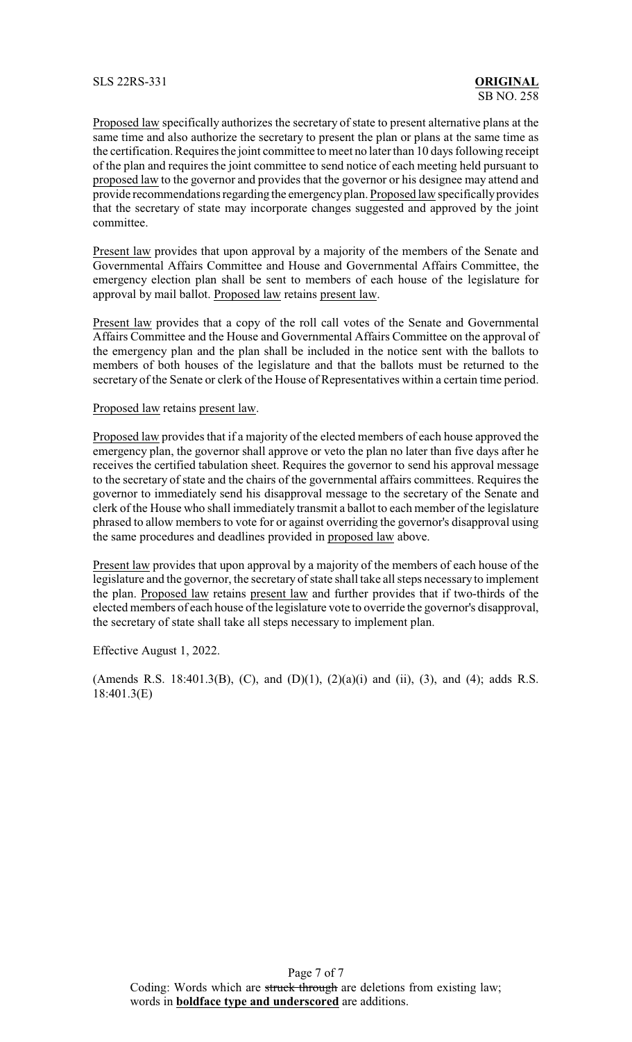Proposed law specifically authorizes the secretary of state to present alternative plans at the same time and also authorize the secretary to present the plan or plans at the same time as the certification. Requires the joint committee to meet no later than 10 days following receipt of the plan and requires the joint committee to send notice of each meeting held pursuant to proposed law to the governor and provides that the governor or his designee may attend and provide recommendations regarding the emergency plan. Proposed law specifically provides that the secretary of state may incorporate changes suggested and approved by the joint committee.

Present law provides that upon approval by a majority of the members of the Senate and Governmental Affairs Committee and House and Governmental Affairs Committee, the emergency election plan shall be sent to members of each house of the legislature for approval by mail ballot. Proposed law retains present law.

Present law provides that a copy of the roll call votes of the Senate and Governmental Affairs Committee and the House and Governmental Affairs Committee on the approval of the emergency plan and the plan shall be included in the notice sent with the ballots to members of both houses of the legislature and that the ballots must be returned to the secretary of the Senate or clerk of the House of Representatives within a certain time period.

Proposed law retains present law.

Proposed law provides that if a majority of the elected members of each house approved the emergency plan, the governor shall approve or veto the plan no later than five days after he receives the certified tabulation sheet. Requires the governor to send his approval message to the secretary of state and the chairs of the governmental affairs committees. Requires the governor to immediately send his disapproval message to the secretary of the Senate and clerk of the House who shall immediately transmit a ballot to each member of the legislature phrased to allow members to vote for or against overriding the governor's disapproval using the same procedures and deadlines provided in proposed law above.

Present law provides that upon approval by a majority of the members of each house of the legislature and the governor, the secretary of state shall take all steps necessary to implement the plan. Proposed law retains present law and further provides that if two-thirds of the elected members of each house of the legislature vote to override the governor's disapproval, the secretary of state shall take all steps necessary to implement plan.

Effective August 1, 2022.

(Amends R.S. 18:401.3(B), (C), and (D)(1), (2)(a)(i) and (ii), (3), and (4); adds R.S. 18:401.3(E))